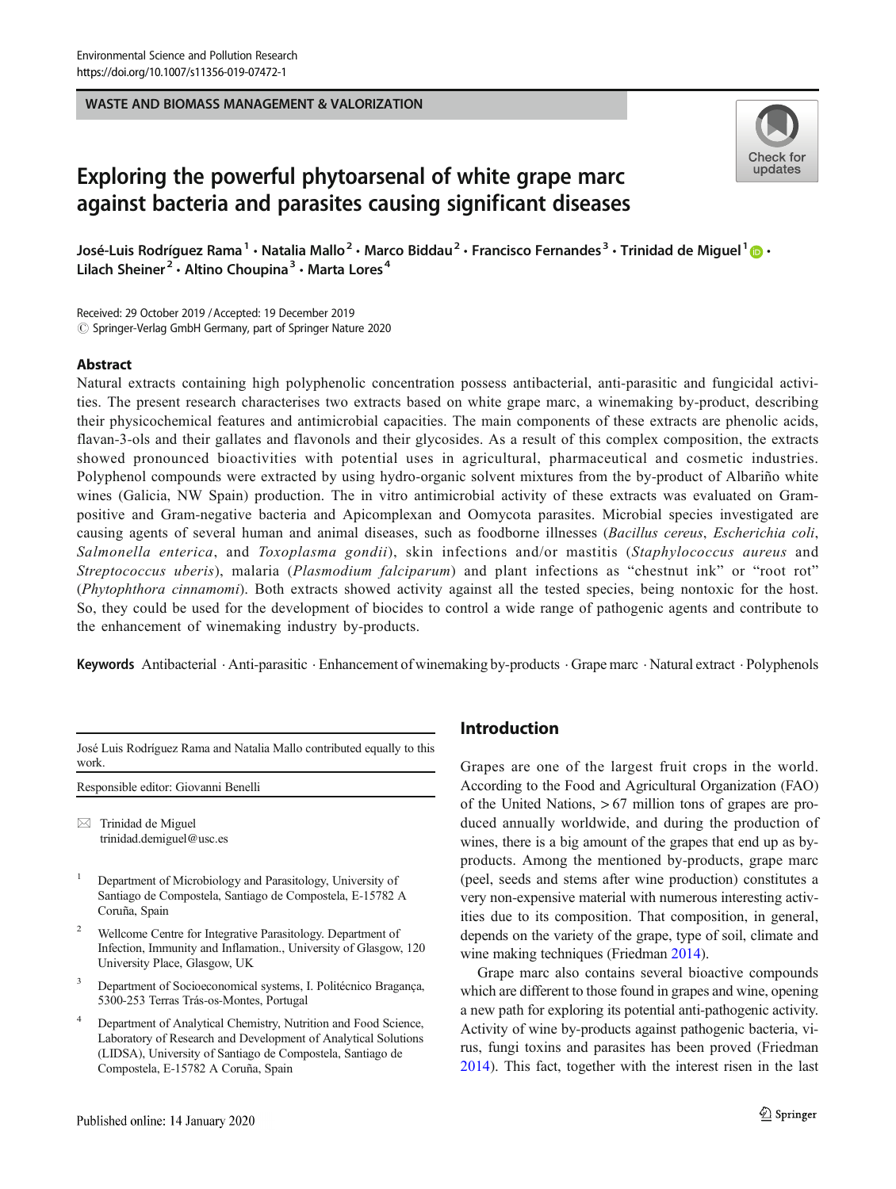WASTE AND BIOMASS MANAGEMENT & VALORIZATION

# Exploring the powerful phytoarsenal of white grape marc against bacteria and parasites causing significant diseases

José-Luis Rodríguez Rama[1] · Natalia Mallo[2] · Marco Biddau[2] · Francisco Fernandes[3] · Trinidad de Miguel[1] · Lilach Sheiner[2] · Altino Choupina[3] · Marta Lores[4]

Received: 29 October 2019 / Accepted: 19 December 2019
© Springer-Verlag GmbH Germany, part of Springer Nature 2020

## Abstract

Natural extracts containing high polyphenolic concentration possess antibacterial, anti-parasitic and fungicidal activities. The present research characterises two extracts based on white grape marc, a winemaking by-product, describing their physicochemical features and antimicrobial capacities. The main components of these extracts are phenolic acids, flavan-3-ols and their gallates and flavonols and their glycosides. As a result of this complex composition, the extracts showed pronounced bioactivities with potential uses in agricultural, pharmaceutical and cosmetic industries. Polyphenol compounds were extracted by using hydro-organic solvent mixtures from the by-product of Albariño white wines (Galicia, NW Spain) production. The in vitro antimicrobial activity of these extracts was evaluated on Gram-positive and Gram-negative bacteria and Apicomplexan and Oomycota parasites. Microbial species investigated are causing agents of several human and animal diseases, such as foodborne illnesses (*Bacillus cereus*, *Escherichia coli*, *Salmonella enterica*, and *Toxoplasma gondii*), skin infections and/or mastitis (*Staphylococcus aureus* and *Streptococcus uberis*), malaria (*Plasmodium falciparum*) and plant infections as "chestnut ink" or "root rot" (*Phytophthora cinnamomi*). Both extracts showed activity against all the tested species, being nontoxic for the host. So, they could be used for the development of biocides to control a wide range of pathogenic agents and contribute to the enhancement of winemaking industry by-products.

**Keywords** Antibacterial · Anti-parasitic · Enhancement of winemaking by-products · Grape marc · Natural extract · Polyphenols

José Luis Rodríguez Rama and Natalia Mallo contributed equally to this work.

Responsible editor: Giovanni Benelli

✉ Trinidad de Miguel
trinidad.demiguel@usc.es

[1] Department of Microbiology and Parasitology, University of Santiago de Compostela, Santiago de Compostela, E-15782 A Coruña, Spain

[2] Wellcome Centre for Integrative Parasitology. Department of Infection, Immunity and Inflamation., University of Glasgow, 120 University Place, Glasgow, UK

[3] Department of Socioeconomical systems, I. Politécnico Bragança, 5300-253 Terras Trás-os-Montes, Portugal

[4] Department of Analytical Chemistry, Nutrition and Food Science, Laboratory of Research and Development of Analytical Solutions (LIDSA), University of Santiago de Compostela, Santiago de Compostela, E-15782 A Coruña, Spain

## Introduction

Grapes are one of the largest fruit crops in the world. According to the Food and Agricultural Organization (FAO) of the United Nations, > 67 million tons of grapes are produced annually worldwide, and during the production of wines, there is a big amount of the grapes that end up as by-products. Among the mentioned by-products, grape marc (peel, seeds and stems after wine production) constitutes a very non-expensive material with numerous interesting activities due to its composition. That composition, in general, depends on the variety of the grape, type of soil, climate and wine making techniques (Friedman 2014).

Grape marc also contains several bioactive compounds which are different to those found in grapes and wine, opening a new path for exploring its potential anti-pathogenic activity. Activity of wine by-products against pathogenic bacteria, virus, fungi toxins and parasites has been proved (Friedman 2014). This fact, together with the interest risen in the last

Published online: 14 January 2020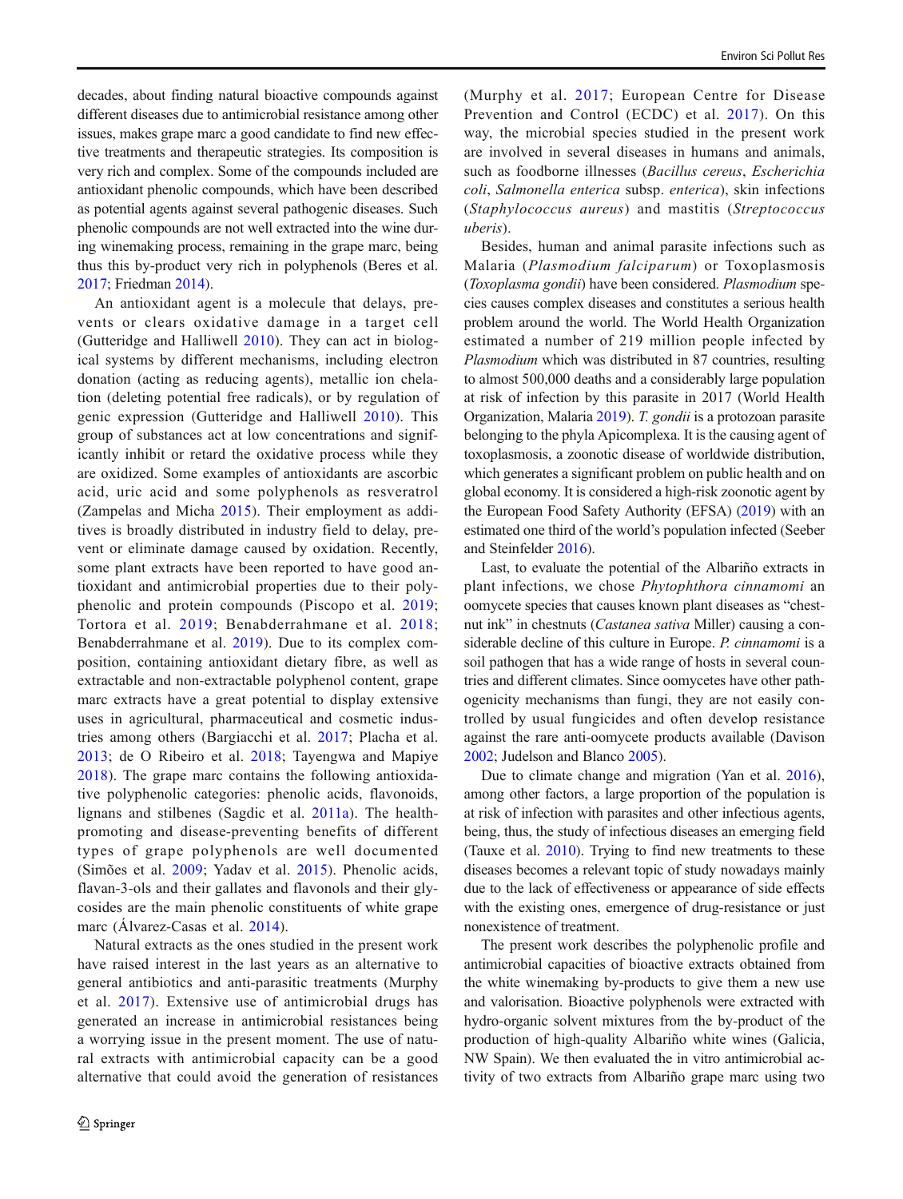decades, about finding natural bioactive compounds against different diseases due to antimicrobial resistance among other issues, makes grape marc a good candidate to find new effective treatments and therapeutic strategies. Its composition is very rich and complex. Some of the compounds included are antioxidant phenolic compounds, which have been described as potential agents against several pathogenic diseases. Such phenolic compounds are not well extracted into the wine during winemaking process, remaining in the grape marc, being thus this by-product very rich in polyphenols (Beres et al. 2017; Friedman 2014).

An antioxidant agent is a molecule that delays, prevents or clears oxidative damage in a target cell (Gutteridge and Halliwell 2010). They can act in biological systems by different mechanisms, including electron donation (acting as reducing agents), metallic ion chelation (deleting potential free radicals), or by regulation of genic expression (Gutteridge and Halliwell 2010). This group of substances act at low concentrations and significantly inhibit or retard the oxidative process while they are oxidized. Some examples of antioxidants are ascorbic acid, uric acid and some polyphenols as resveratrol (Zampelas and Micha 2015). Their employment as additives is broadly distributed in industry field to delay, prevent or eliminate damage caused by oxidation. Recently, some plant extracts have been reported to have good antioxidant and antimicrobial properties due to their polyphenolic and protein compounds (Piscopo et al. 2019; Tortora et al. 2019; Benabderrahmane et al. 2018; Benabderrahmane et al. 2019). Due to its complex composition, containing antioxidant dietary fibre, as well as extractable and non-extractable polyphenol content, grape marc extracts have a great potential to display extensive uses in agricultural, pharmaceutical and cosmetic industries among others (Bargiacchi et al. 2017; Placha et al. 2013; de O Ribeiro et al. 2018; Tayengwa and Mapiye 2018). The grape marc contains the following antioxidative polyphenolic categories: phenolic acids, flavonoids, lignans and stilbenes (Sagdic et al. 2011a). The health-promoting and disease-preventing benefits of different types of grape polyphenols are well documented (Simões et al. 2009; Yadav et al. 2015). Phenolic acids, flavan-3-ols and their gallates and flavonols and their glycosides are the main phenolic constituents of white grape marc (Álvarez-Casas et al. 2014).

Natural extracts as the ones studied in the present work have raised interest in the last years as an alternative to general antibiotics and anti-parasitic treatments (Murphy et al. 2017). Extensive use of antimicrobial drugs has generated an increase in antimicrobial resistances being a worrying issue in the present moment. The use of natural extracts with antimicrobial capacity can be a good alternative that could avoid the generation of resistances (Murphy et al. 2017; European Centre for Disease Prevention and Control (ECDC) et al. 2017). On this way, the microbial species studied in the present work are involved in several diseases in humans and animals, such as foodborne illnesses (*Bacillus cereus*, *Escherichia coli*, *Salmonella enterica* subsp. *enterica*), skin infections (*Staphylococcus aureus*) and mastitis (*Streptococcus uberis*).

Besides, human and animal parasite infections such as Malaria (*Plasmodium falciparum*) or Toxoplasmosis (*Toxoplasma gondii*) have been considered. *Plasmodium* species causes complex diseases and constitutes a serious health problem around the world. The World Health Organization estimated a number of 219 million people infected by *Plasmodium* which was distributed in 87 countries, resulting to almost 500,000 deaths and a considerably large population at risk of infection by this parasite in 2017 (World Health Organization, Malaria 2019). *T. gondii* is a protozoan parasite belonging to the phyla Apicomplexa. It is the causing agent of toxoplasmosis, a zoonotic disease of worldwide distribution, which generates a significant problem on public health and on global economy. It is considered a high-risk zoonotic agent by the European Food Safety Authority (EFSA) (2019) with an estimated one third of the world's population infected (Seeber and Steinfelder 2016).

Last, to evaluate the potential of the Albariño extracts in plant infections, we chose *Phytophthora cinnamomi* an oomycete species that causes known plant diseases as "chestnut ink" in chestnuts (*Castanea sativa* Miller) causing a considerable decline of this culture in Europe. *P. cinnamomi* is a soil pathogen that has a wide range of hosts in several countries and different climates. Since oomycetes have other pathogenicity mechanisms than fungi, they are not easily controlled by usual fungicides and often develop resistance against the rare anti-oomycete products available (Davison 2002; Judelson and Blanco 2005).

Due to climate change and migration (Yan et al. 2016), among other factors, a large proportion of the population is at risk of infection with parasites and other infectious agents, being, thus, the study of infectious diseases an emerging field (Tauxe et al. 2010). Trying to find new treatments to these diseases becomes a relevant topic of study nowadays mainly due to the lack of effectiveness or appearance of side effects with the existing ones, emergence of drug-resistance or just nonexistence of treatment.

The present work describes the polyphenolic profile and antimicrobial capacities of bioactive extracts obtained from the white winemaking by-products to give them a new use and valorisation. Bioactive polyphenols were extracted with hydro-organic solvent mixtures from the by-product of the production of high-quality Albariño white wines (Galicia, NW Spain). We then evaluated the in vitro antimicrobial activity of two extracts from Albariño grape marc using two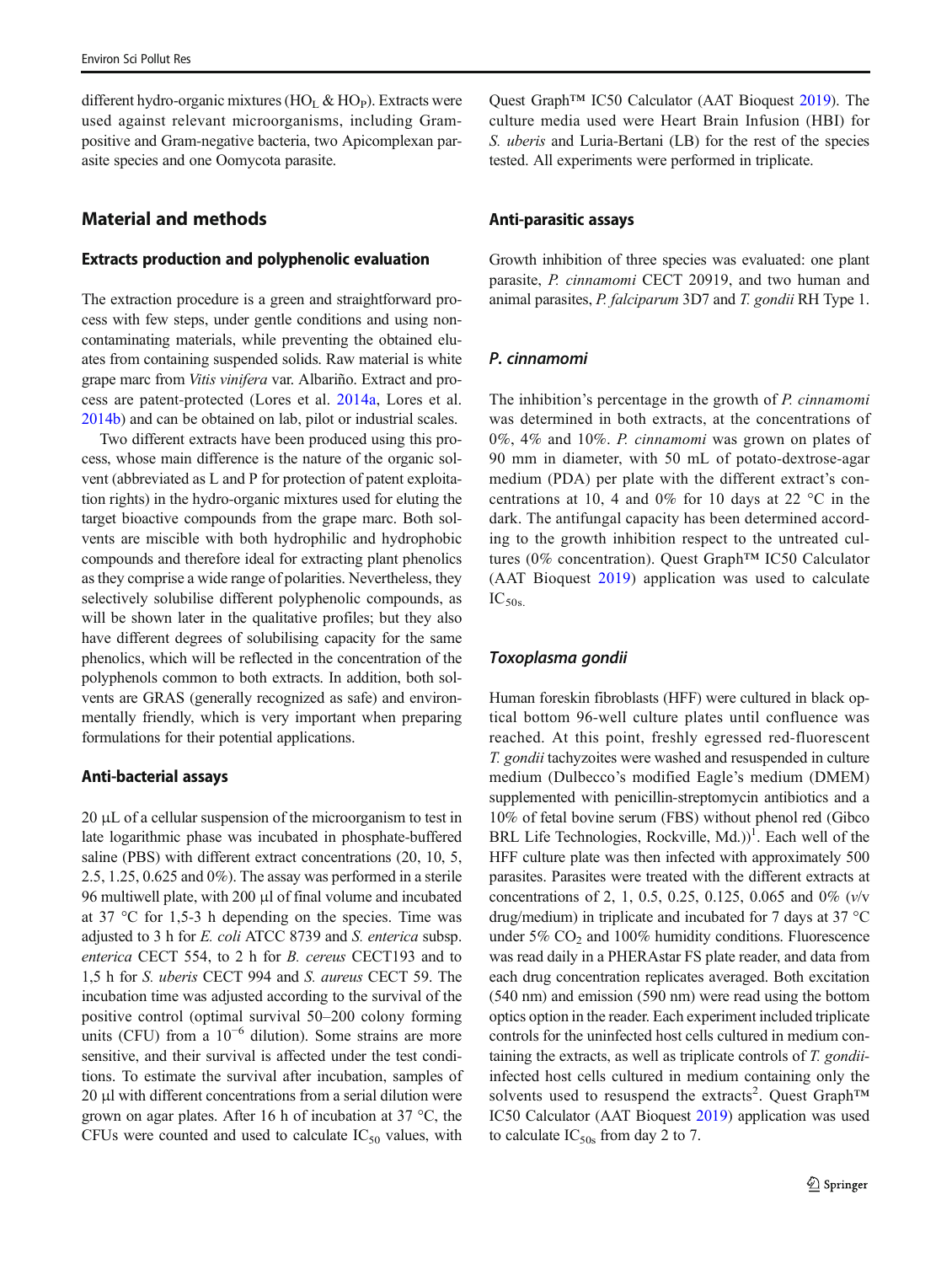different hydro-organic mixtures ($HO_L$ & $HO_P$). Extracts were used against relevant microorganisms, including Gram-positive and Gram-negative bacteria, two Apicomplexan parasite species and one Oomycota parasite.

## Material and methods

### Extracts production and polyphenolic evaluation

The extraction procedure is a green and straightforward process with few steps, under gentle conditions and using non-contaminating materials, while preventing the obtained eluates from containing suspended solids. Raw material is white grape marc from *Vitis vinifera* var. Albariño. Extract and process are patent-protected (Lores et al. 2014a, Lores et al. 2014b) and can be obtained on lab, pilot or industrial scales.

Two different extracts have been produced using this process, whose main difference is the nature of the organic solvent (abbreviated as L and P for protection of patent exploitation rights) in the hydro-organic mixtures used for eluting the target bioactive compounds from the grape marc. Both solvents are miscible with both hydrophilic and hydrophobic compounds and therefore ideal for extracting plant phenolics as they comprise a wide range of polarities. Nevertheless, they selectively solubilise different polyphenolic compounds, as will be shown later in the qualitative profiles; but they also have different degrees of solubilising capacity for the same phenolics, which will be reflected in the concentration of the polyphenols common to both extracts. In addition, both solvents are GRAS (generally recognized as safe) and environmentally friendly, which is very important when preparing formulations for their potential applications.

### Anti-bacterial assays

20 μL of a cellular suspension of the microorganism to test in late logarithmic phase was incubated in phosphate-buffered saline (PBS) with different extract concentrations (20, 10, 5, 2.5, 1.25, 0.625 and 0%). The assay was performed in a sterile 96 multiwell plate, with 200 μl of final volume and incubated at 37 °C for 1,5-3 h depending on the species. Time was adjusted to 3 h for *E. coli* ATCC 8739 and *S. enterica* subsp. *enterica* CECT 554, to 2 h for *B. cereus* CECT193 and to 1,5 h for *S. uberis* CECT 994 and *S. aureus* CECT 59. The incubation time was adjusted according to the survival of the positive control (optimal survival 50–200 colony forming units (CFU) from a $10^{-6}$ dilution). Some strains are more sensitive, and their survival is affected under the test conditions. To estimate the survival after incubation, samples of 20 μl with different concentrations from a serial dilution were grown on agar plates. After 16 h of incubation at 37 °C, the CFUs were counted and used to calculate $IC_{50}$ values, with Quest Graph™ IC50 Calculator (AAT Bioquest 2019). The culture media used were Heart Brain Infusion (HBI) for *S. uberis* and Luria-Bertani (LB) for the rest of the species tested. All experiments were performed in triplicate.

### Anti-parasitic assays

Growth inhibition of three species was evaluated: one plant parasite, *P. cinnamomi* CECT 20919, and two human and animal parasites, *P. falciparum* 3D7 and *T. gondii* RH Type 1.

#### *P. cinnamomi*

The inhibition's percentage in the growth of *P. cinnamomi* was determined in both extracts, at the concentrations of 0%, 4% and 10%. *P. cinnamomi* was grown on plates of 90 mm in diameter, with 50 mL of potato-dextrose-agar medium (PDA) per plate with the different extract's concentrations at 10, 4 and 0% for 10 days at 22 °C in the dark. The antifungal capacity has been determined according to the growth inhibition respect to the untreated cultures (0% concentration). Quest Graph™ IC50 Calculator (AAT Bioquest 2019) application was used to calculate $IC_{50s.}$

#### *Toxoplasma gondii*

Human foreskin fibroblasts (HFF) were cultured in black optical bottom 96-well culture plates until confluence was reached. At this point, freshly egressed red-fluorescent *T. gondii* tachyzoites were washed and resuspended in culture medium (Dulbecco's modified Eagle's medium (DMEM) supplemented with penicillin-streptomycin antibiotics and a 10% of fetal bovine serum (FBS) without phenol red (Gibco BRL Life Technologies, Rockville, Md.))[1]. Each well of the HFF culture plate was then infected with approximately 500 parasites. Parasites were treated with the different extracts at concentrations of 2, 1, 0.5, 0.25, 0.125, 0.065 and 0% (*v/v* drug/medium) in triplicate and incubated for 7 days at 37 °C under 5% $CO_2$ and 100% humidity conditions. Fluorescence was read daily in a PHERAstar FS plate reader, and data from each drug concentration replicates averaged. Both excitation (540 nm) and emission (590 nm) were read using the bottom optics option in the reader. Each experiment included triplicate controls for the uninfected host cells cultured in medium containing the extracts, as well as triplicate controls of *T. gondii*-infected host cells cultured in medium containing only the solvents used to resuspend the extracts[2]. Quest Graph™ IC50 Calculator (AAT Bioquest 2019) application was used to calculate $IC_{50s}$ from day 2 to 7.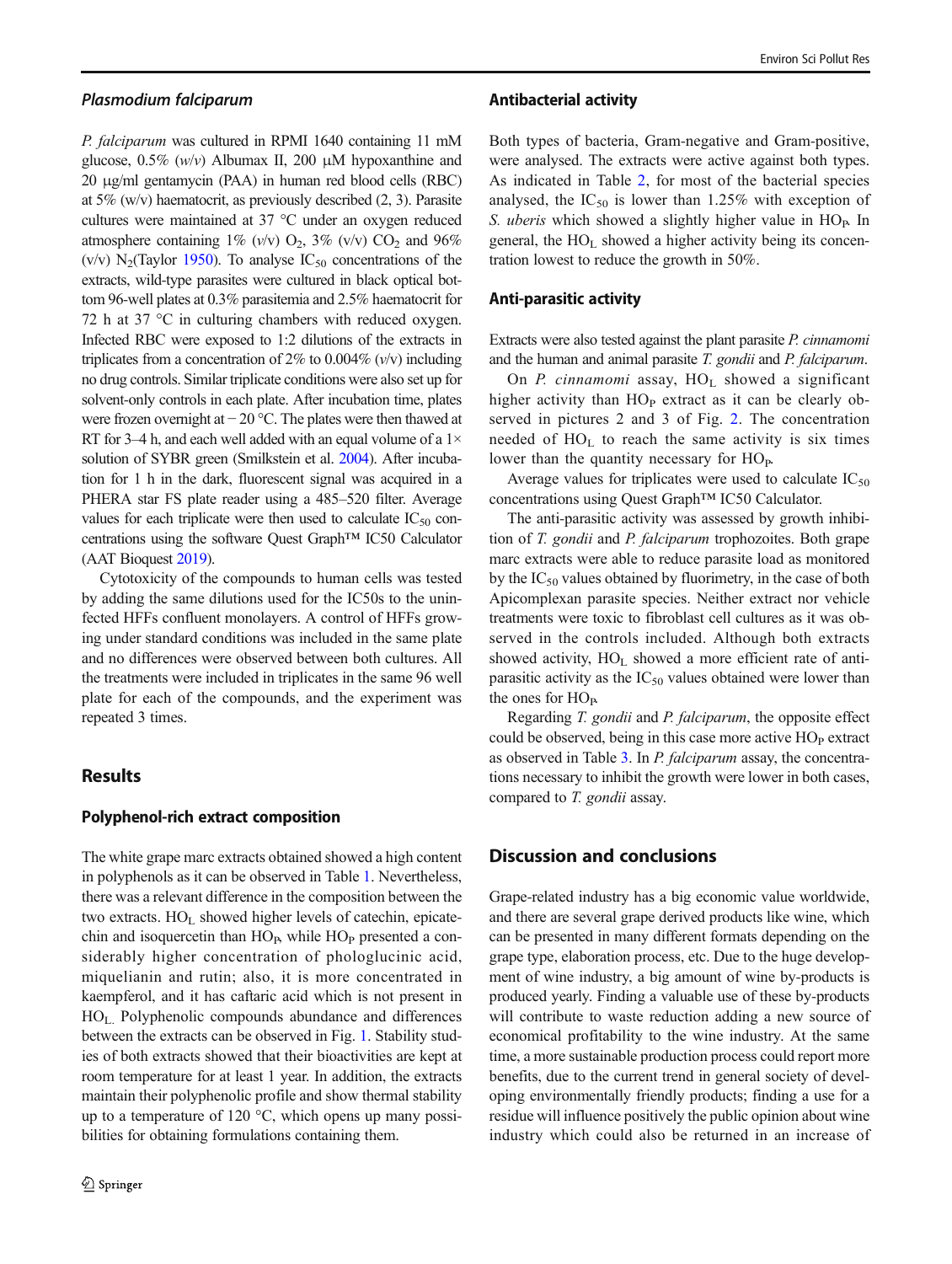### *Plasmodium falciparum*

*P. falciparum* was cultured in RPMI 1640 containing 11 mM glucose, 0.5% (*w*/*v*) Albumax II, 200 µM hypoxanthine and 20 µg/ml gentamycin (PAA) in human red blood cells (RBC) at 5% (w/v) haematocrit, as previously described (2, 3). Parasite cultures were maintained at 37 °C under an oxygen reduced atmosphere containing 1% (*v*/*v*) $O_2$, 3% (v/v) $CO_2$ and 96% (v/v) $N_2$(Taylor 1950). To analyse $IC_{50}$ concentrations of the extracts, wild-type parasites were cultured in black optical bottom 96-well plates at 0.3% parasitemia and 2.5% haematocrit for 72 h at 37 °C in culturing chambers with reduced oxygen. Infected RBC were exposed to 1:2 dilutions of the extracts in triplicates from a concentration of 2% to 0.004% (*v*/v) including no drug controls. Similar triplicate conditions were also set up for solvent-only controls in each plate. After incubation time, plates were frozen overnight at − 20 °C. The plates were then thawed at RT for 3–4 h, and each well added with an equal volume of a 1× solution of SYBR green (Smilkstein et al. 2004). After incubation for 1 h in the dark, fluorescent signal was acquired in a PHERA star FS plate reader using a 485–520 filter. Average values for each triplicate were then used to calculate $IC_{50}$ concentrations using the software Quest Graph™ IC50 Calculator (AAT Bioquest 2019).

Cytotoxicity of the compounds to human cells was tested by adding the same dilutions used for the IC50s to the uninfected HFFs confluent monolayers. A control of HFFs growing under standard conditions was included in the same plate and no differences were observed between both cultures. All the treatments were included in triplicates in the same 96 well plate for each of the compounds, and the experiment was repeated 3 times.

## Results

### Polyphenol-rich extract composition

The white grape marc extracts obtained showed a high content in polyphenols as it can be observed in Table 1. Nevertheless, there was a relevant difference in the composition between the two extracts. $HO_L$ showed higher levels of catechin, epicatechin and isoquercetin than $HO_P$, while $HO_P$ presented a considerably higher concentration of phologlucinic acid, miquelianin and rutin; also, it is more concentrated in kaempferol, and it has caftaric acid which is not present in $HO_L$. Polyphenolic compounds abundance and differences between the extracts can be observed in Fig. 1. Stability studies of both extracts showed that their bioactivities are kept at room temperature for at least 1 year. In addition, the extracts maintain their polyphenolic profile and show thermal stability up to a temperature of 120 °C, which opens up many possibilities for obtaining formulations containing them.

### Antibacterial activity

Both types of bacteria, Gram-negative and Gram-positive, were analysed. The extracts were active against both types. As indicated in Table 2, for most of the bacterial species analysed, the $IC_{50}$ is lower than 1.25% with exception of *S. uberis* which showed a slightly higher value in $HO_P$. In general, the $HO_L$ showed a higher activity being its concentration lowest to reduce the growth in 50%.

### Anti-parasitic activity

Extracts were also tested against the plant parasite *P. cinnamomi* and the human and animal parasite *T. gondii* and *P. falciparum*.

On *P. cinnamomi* assay, $HO_L$ showed a significant higher activity than $HO_P$ extract as it can be clearly observed in pictures 2 and 3 of Fig. 2. The concentration needed of $HO_L$ to reach the same activity is six times lower than the quantity necessary for $HO_P$.

Average values for triplicates were used to calculate $IC_{50}$ concentrations using Quest Graph™ IC50 Calculator.

The anti-parasitic activity was assessed by growth inhibition of *T. gondii* and *P. falciparum* trophozoites. Both grape marc extracts were able to reduce parasite load as monitored by the $IC_{50}$ values obtained by fluorimetry, in the case of both Apicomplexan parasite species. Neither extract nor vehicle treatments were toxic to fibroblast cell cultures as it was observed in the controls included. Although both extracts showed activity, $HO_L$ showed a more efficient rate of anti-parasitic activity as the $IC_{50}$ values obtained were lower than the ones for $HO_P$.

Regarding *T. gondii* and *P. falciparum*, the opposite effect could be observed, being in this case more active $HO_P$ extract as observed in Table 3. In *P. falciparum* assay, the concentrations necessary to inhibit the growth were lower in both cases, compared to *T. gondii* assay.

## Discussion and conclusions

Grape-related industry has a big economic value worldwide, and there are several grape derived products like wine, which can be presented in many different formats depending on the grape type, elaboration process, etc. Due to the huge development of wine industry, a big amount of wine by-products is produced yearly. Finding a valuable use of these by-products will contribute to waste reduction adding a new source of economical profitability to the wine industry. At the same time, a more sustainable production process could report more benefits, due to the current trend in general society of developing environmentally friendly products; finding a use for a residue will influence positively the public opinion about wine industry which could also be returned in an increase of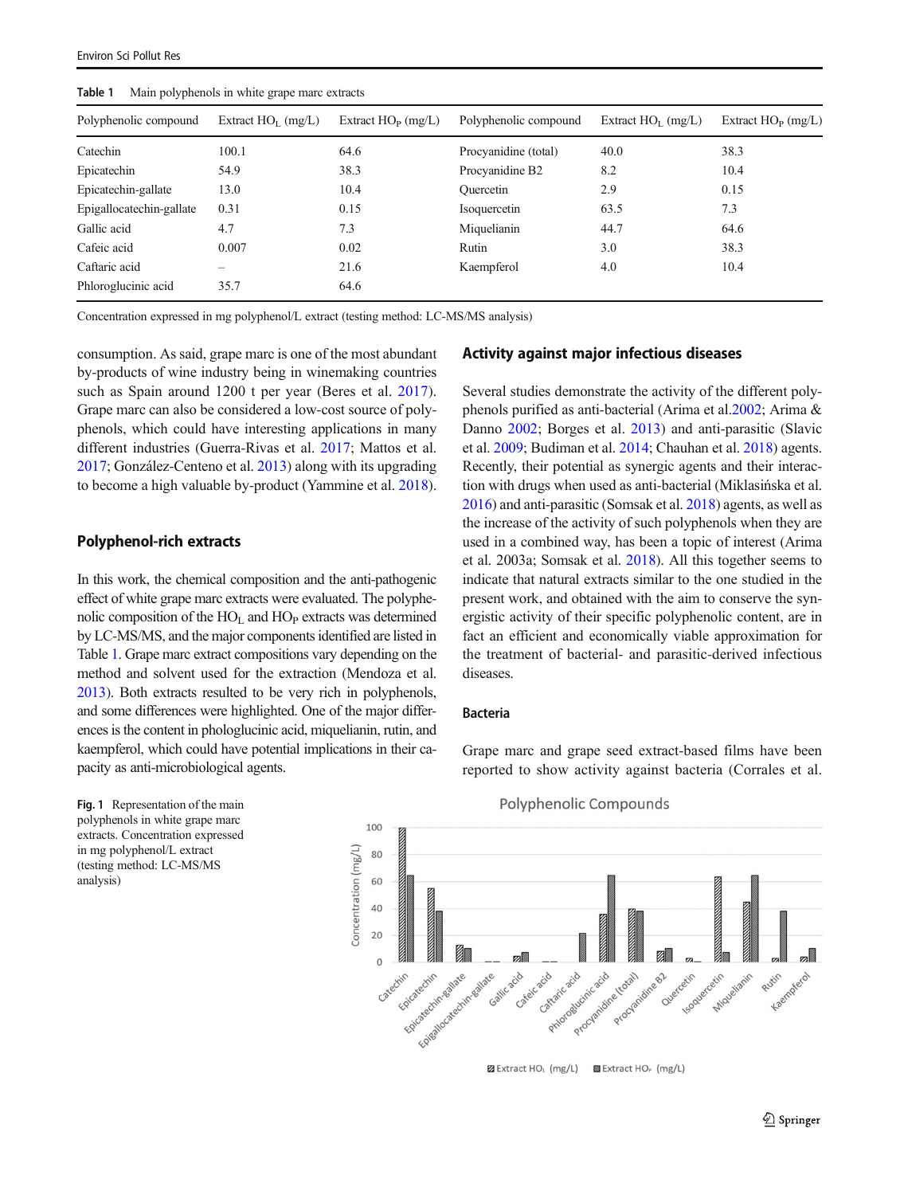Table 1 Main polyphenols in white grape marc extracts

| Polyphenolic compound | Extract $HO_L$ (mg/L) | Extract $HO_P$ (mg/L) | Polyphenolic compound | Extract $HO_L$ (mg/L) | Extract $HO_P$ (mg/L) |
|---|---|---|---|---|---|
| Catechin | 100.1 | 64.6 | Procyanidine (total) | 40.0 | 38.3 |
| Epicatechin | 54.9 | 38.3 | Procyanidine B2 | 8.2 | 10.4 |
| Epicatechin-gallate | 13.0 | 10.4 | Quercetin | 2.9 | 0.15 |
| Epigallocatechin-gallate | 0.31 | 0.15 | Isoquercetin | 63.5 | 7.3 |
| Gallic acid | 4.7 | 7.3 | Miquelianin | 44.7 | 64.6 |
| Cafeic acid | 0.007 | 0.02 | Rutin | 3.0 | 38.3 |
| Caftaric acid | – | 21.6 | Kaempferol | 4.0 | 10.4 |
| Phloroglucinic acid | 35.7 | 64.6 | | | |

Concentration expressed in mg polyphenol/L extract (testing method: LC-MS/MS analysis)

consumption. As said, grape marc is one of the most abundant by-products of wine industry being in winemaking countries such as Spain around 1200 t per year (Beres et al. 2017). Grape marc can also be considered a low-cost source of polyphenols, which could have interesting applications in many different industries (Guerra-Rivas et al. 2017; Mattos et al. 2017; González-Centeno et al. 2013) along with its upgrading to become a high valuable by-product (Yammine et al. 2018).

## Polyphenol-rich extracts

In this work, the chemical composition and the anti-pathogenic effect of white grape marc extracts were evaluated. The polyphenolic composition of the $HO_L$ and $HO_P$ extracts was determined by LC-MS/MS, and the major components identified are listed in Table 1. Grape marc extract compositions vary depending on the method and solvent used for the extraction (Mendoza et al. 2013). Both extracts resulted to be very rich in polyphenols, and some differences were highlighted. One of the major differences is the content in phologlucinic acid, miquelianin, rutin, and kaempferol, which could have potential implications in their capacity as anti-microbiological agents.

## Activity against major infectious diseases

Several studies demonstrate the activity of the different polyphenols purified as anti-bacterial (Arima et al.2002; Arima & Danno 2002; Borges et al. 2013) and anti-parasitic (Slavic et al. 2009; Budiman et al. 2014; Chauhan et al. 2018) agents. Recently, their potential as synergic agents and their interaction with drugs when used as anti-bacterial (Miklasińska et al. 2016) and anti-parasitic (Somsak et al. 2018) agents, as well as the increase of the activity of such polyphenols when they are used in a combined way, has been a topic of interest (Arima et al. 2003a; Somsak et al. 2018). All this together seems to indicate that natural extracts similar to the one studied in the present work, and obtained with the aim to conserve the synergistic activity of their specific polyphenolic content, are in fact an efficient and economically viable approximation for the treatment of bacterial- and parasitic-derived infectious diseases.

### Bacteria

Grape marc and grape seed extract-based films have been reported to show activity against bacteria (Corrales et al.

Fig. 1 Representation of the main polyphenols in white grape marc extracts. Concentration expressed in mg polyphenol/L extract (testing method: LC-MS/MS analysis)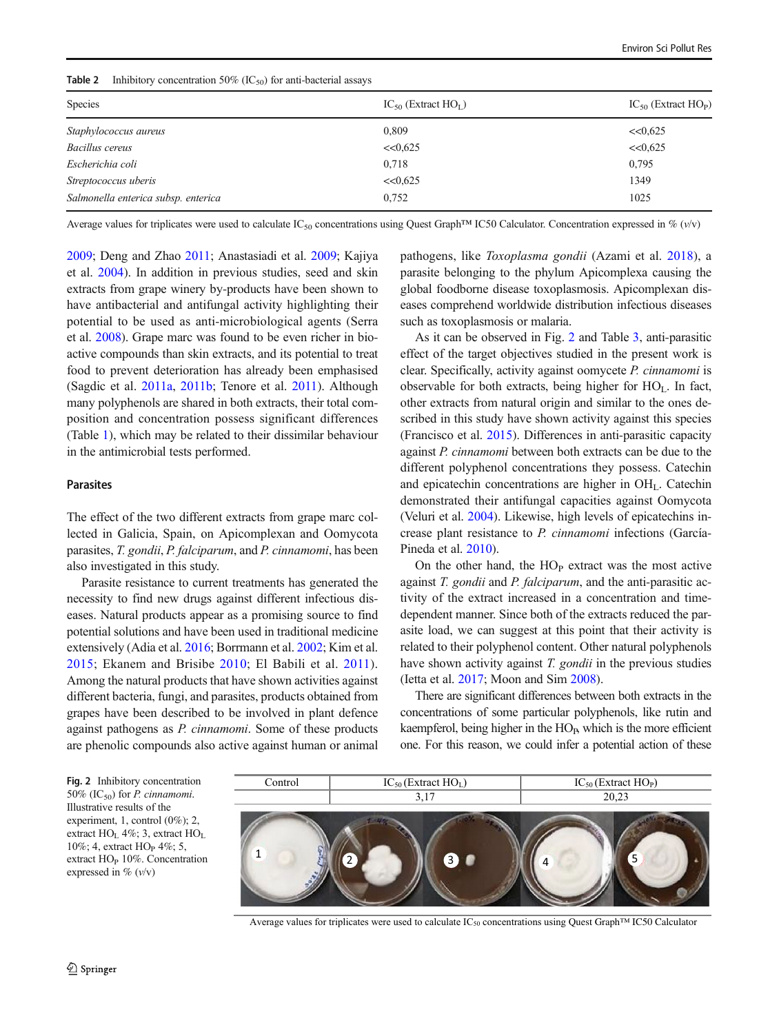**Table 2** Inhibitory concentration 50% ($IC_{50}$) for anti-bacterial assays

| Species | $IC_{50}$ (Extract $HO_L$) | $IC_{50}$ (Extract $HO_P$) |
|---|---|---|
| *Staphylococcus aureus* | 0,809 | <<0,625 |
| *Bacillus cereus* | <<0,625 | <<0,625 |
| *Escherichia coli* | 0,718 | 0,795 |
| *Streptococcus uberis* | <<0,625 | 1349 |
| *Salmonella enterica subsp. enterica* | 0,752 | 1025 |

Average values for triplicates were used to calculate $IC_{50}$ concentrations using Quest Graph™ IC50 Calculator. Concentration expressed in % (*v*/v)

2009; Deng and Zhao 2011; Anastasiadi et al. 2009; Kajiya et al. 2004). In addition in previous studies, seed and skin extracts from grape winery by-products have been shown to have antibacterial and antifungal activity highlighting their potential to be used as anti-microbiological agents (Serra et al. 2008). Grape marc was found to be even richer in bioactive compounds than skin extracts, and its potential to treat food to prevent deterioration has already been emphasised (Sagdic et al. 2011a, 2011b; Tenore et al. 2011). Although many polyphenols are shared in both extracts, their total composition and concentration possess significant differences (Table 1), which may be related to their dissimilar behaviour in the antimicrobial tests performed.

## Parasites

The effect of the two different extracts from grape marc collected in Galicia, Spain, on Apicomplexan and Oomycota parasites, *T. gondii*, *P. falciparum*, and *P. cinnamomi*, has been also investigated in this study.

Parasite resistance to current treatments has generated the necessity to find new drugs against different infectious diseases. Natural products appear as a promising source to find potential solutions and have been used in traditional medicine extensively (Adia et al. 2016; Borrmann et al. 2002; Kim et al. 2015; Ekanem and Brisibe 2010; El Babili et al. 2011). Among the natural products that have shown activities against different bacteria, fungi, and parasites, products obtained from grapes have been described to be involved in plant defence against pathogens as *P. cinnamomi*. Some of these products are phenolic compounds also active against human or animal pathogens, like *Toxoplasma gondii* (Azami et al. 2018), a parasite belonging to the phylum Apicomplexa causing the global foodborne disease toxoplasmosis. Apicomplexan diseases comprehend worldwide distribution infectious diseases such as toxoplasmosis or malaria.

As it can be observed in Fig. 2 and Table 3, anti-parasitic effect of the target objectives studied in the present work is clear. Specifically, activity against oomycete *P. cinnamomi* is observable for both extracts, being higher for $HO_L$. In fact, other extracts from natural origin and similar to the ones described in this study have shown activity against this species (Francisco et al. 2015). Differences in anti-parasitic capacity against *P. cinnamomi* between both extracts can be due to the different polyphenol concentrations they possess. Catechin and epicatechin concentrations are higher in $OH_L$. Catechin demonstrated their antifungal capacities against Oomycota (Veluri et al. 2004). Likewise, high levels of epicatechins increase plant resistance to *P. cinnamomi* infections (García-Pineda et al. 2010).

On the other hand, the $HO_P$ extract was the most active against *T. gondii* and *P. falciparum*, and the anti-parasitic activity of the extract increased in a concentration and time-dependent manner. Since both of the extracts reduced the parasite load, we can suggest at this point that their activity is related to their polyphenol content. Other natural polyphenols have shown activity against *T. gondii* in the previous studies (Ietta et al. 2017; Moon and Sim 2008).

There are significant differences between both extracts in the concentrations of some particular polyphenols, like rutin and kaempferol, being higher in the $HO_P$, which is the more efficient one. For this reason, we could infer a potential action of these

| Control | $IC_{50}$ (Extract $HO_L$) | $IC_{50}$ (Extract $HO_P$) |
|---|---|---|
| | 3,17 | 20,23 |

**Fig. 2** Inhibitory concentration 50% ($IC_{50}$) for *P. cinnamomi*. Illustrative results of the experiment, 1, control (0%); 2, extract $HO_L$ 4%; 3, extract $HO_L$ 10%; 4, extract $HO_P$ 4%; 5, extract $HO_P$ 10%. Concentration expressed in % (*v*/v)

Average values for triplicates were used to calculate $IC_{50}$ concentrations using Quest Graph™ IC50 Calculator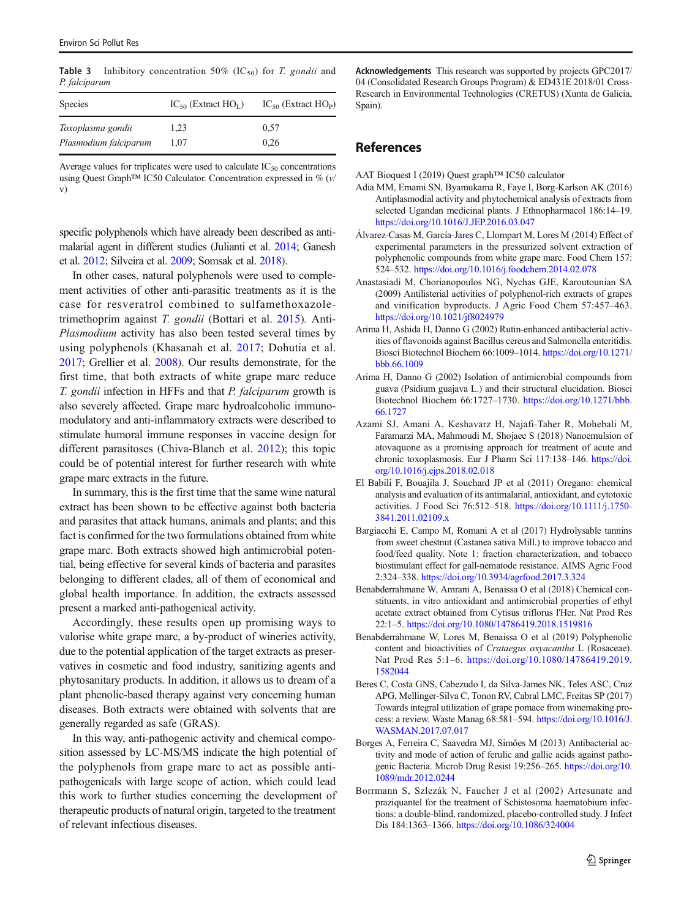**Table 3** Inhibitory concentration 50% ($IC_{50}$) for *T. gondii* and *P. falciparum*

| Species | $IC_{50}$ (Extract $HO_L$) | $IC_{50}$ (Extract $HO_P$) |
|---|---|---|
| *Toxoplasma gondii* | 1,23 | 0,57 |
| *Plasmodium falciparum* | 1,07 | 0,26 |

Average values for triplicates were used to calculate $IC_{50}$ concentrations using Quest Graph™ IC50 Calculator. Concentration expressed in % (*v*/*v*)

specific polyphenols which have already been described as antimalarial agent in different studies (Julianti et al. 2014; Ganesh et al. 2012; Silveira et al. 2009; Somsak et al. 2018).

In other cases, natural polyphenols were used to complement activities of other anti-parasitic treatments as it is the case for resveratrol combined to sulfamethoxazole-trimethoprim against *T. gondii* (Bottari et al. 2015). Anti-*Plasmodium* activity has also been tested several times by using polyphenols (Khasanah et al. 2017; Dohutia et al. 2017; Grellier et al. 2008). Our results demonstrate, for the first time, that both extracts of white grape marc reduce *T. gondii* infection in HFFs and that *P. falciparum* growth is also severely affected. Grape marc hydroalcoholic immunomodulatory and anti-inflammatory extracts were described to stimulate humoral immune responses in vaccine design for different parasitoses (Chiva-Blanch et al. 2012); this topic could be of potential interest for further research with white grape marc extracts in the future.

In summary, this is the first time that the same wine natural extract has been shown to be effective against both bacteria and parasites that attack humans, animals and plants; and this fact is confirmed for the two formulations obtained from white grape marc. Both extracts showed high antimicrobial potential, being effective for several kinds of bacteria and parasites belonging to different clades, all of them of economical and global health importance. In addition, the extracts assessed present a marked anti-pathogenical activity.

Accordingly, these results open up promising ways to valorise white grape marc, a by-product of wineries activity, due to the potential application of the target extracts as preservatives in cosmetic and food industry, sanitizing agents and phytosanitary products. In addition, it allows us to dream of a plant phenolic-based therapy against very concerning human diseases. Both extracts were obtained with solvents that are generally regarded as safe (GRAS).

In this way, anti-pathogenic activity and chemical composition assessed by LC-MS/MS indicate the high potential of the polyphenols from grape marc to act as possible anti-pathogenicals with large scope of action, which could lead this work to further studies concerning the development of therapeutic products of natural origin, targeted to the treatment of relevant infectious diseases.

**Acknowledgements** This research was supported by projects GPC2017/04 (Consolidated Research Groups Program) & ED431E 2018/01 Cross-Research in Environmental Technologies (CRETUS) (Xunta de Galicia, Spain).

## References

AAT Bioquest I (2019) Quest graph™ IC50 calculator

Adia MM, Emami SN, Byamukama R, Faye I, Borg-Karlson AK (2016) Antiplasmodial activity and phytochemical analysis of extracts from selected Ugandan medicinal plants. J Ethnopharmacol 186:14–19. https://doi.org/10.1016/J.JEP.2016.03.047

Álvarez-Casas M, García-Jares C, Llompart M, Lores M (2014) Effect of experimental parameters in the pressurized solvent extraction of polyphenolic compounds from white grape marc. Food Chem 157: 524–532. https://doi.org/10.1016/j.foodchem.2014.02.078

Anastasiadi M, Chorianopoulos NG, Nychas GJE, Karoutounian SA (2009) Antilisterial activities of polyphenol-rich extracts of grapes and vinification byproducts. J Agric Food Chem 57:457–463. https://doi.org/10.1021/jf8024979

Arima H, Ashida H, Danno G (2002) Rutin-enhanced antibacterial activities of flavonoids against Bacillus cereus and Salmonella enteritidis. Biosci Biotechnol Biochem 66:1009–1014. https://doi.org/10.1271/bbb.66.1009

Arima H, Danno G (2002) Isolation of antimicrobial compounds from guava (Psidium guajava L.) and their structural elucidation. Biosci Biotechnol Biochem 66:1727–1730. https://doi.org/10.1271/bbb.66.1727

Azami SJ, Amani A, Keshavarz H, Najafi-Taher R, Mohebali M, Faramarzi MA, Mahmoudi M, Shojaee S (2018) Nanoemulsion of atovaquone as a promising approach for treatment of acute and chronic toxoplasmosis. Eur J Pharm Sci 117:138–146. https://doi.org/10.1016/j.ejps.2018.02.018

El Babili F, Bouajila J, Souchard JP et al (2011) Oregano: chemical analysis and evaluation of its antimalarial, antioxidant, and cytotoxic activities. J Food Sci 76:512–518. https://doi.org/10.1111/j.1750-3841.2011.02109.x

Bargiacchi E, Campo M, Romani A et al (2017) Hydrolysable tannins from sweet chestnut (Castanea sativa Mill.) to improve tobacco and food/feed quality. Note 1: fraction characterization, and tobacco biostimulant effect for gall-nematode resistance. AIMS Agric Food 2:324–338. https://doi.org/10.3934/agrfood.2017.3.324

Benabderrahmane W, Amrani A, Benaissa O et al (2018) Chemical constituents, in vitro antioxidant and antimicrobial properties of ethyl acetate extract obtained from Cytisus triflorus l'Her. Nat Prod Res 22:1–5. https://doi.org/10.1080/14786419.2018.1519816

Benabderrahmane W, Lores M, Benaissa O et al (2019) Polyphenolic content and bioactivities of *Crataegus oxyacantha* L (Rosaceae). Nat Prod Res 5:1–6. https://doi.org/10.1080/14786419.2019.1582044

Beres C, Costa GNS, Cabezudo I, da Silva-James NK, Teles ASC, Cruz APG, Mellinger-Silva C, Tonon RV, Cabral LMC, Freitas SP (2017) Towards integral utilization of grape pomace from winemaking process: a review. Waste Manag 68:581–594. https://doi.org/10.1016/J.WASMAN.2017.07.017

Borges A, Ferreira C, Saavedra MJ, Simões M (2013) Antibacterial activity and mode of action of ferulic and gallic acids against pathogenic Bacteria. Microb Drug Resist 19:256–265. https://doi.org/10.1089/mdr.2012.0244

Borrmann S, Szlezák N, Faucher J et al (2002) Artesunate and praziquantel for the treatment of Schistosoma haematobium infections: a double-blind, randomized, placebo-controlled study. J Infect Dis 184:1363–1366. https://doi.org/10.1086/324004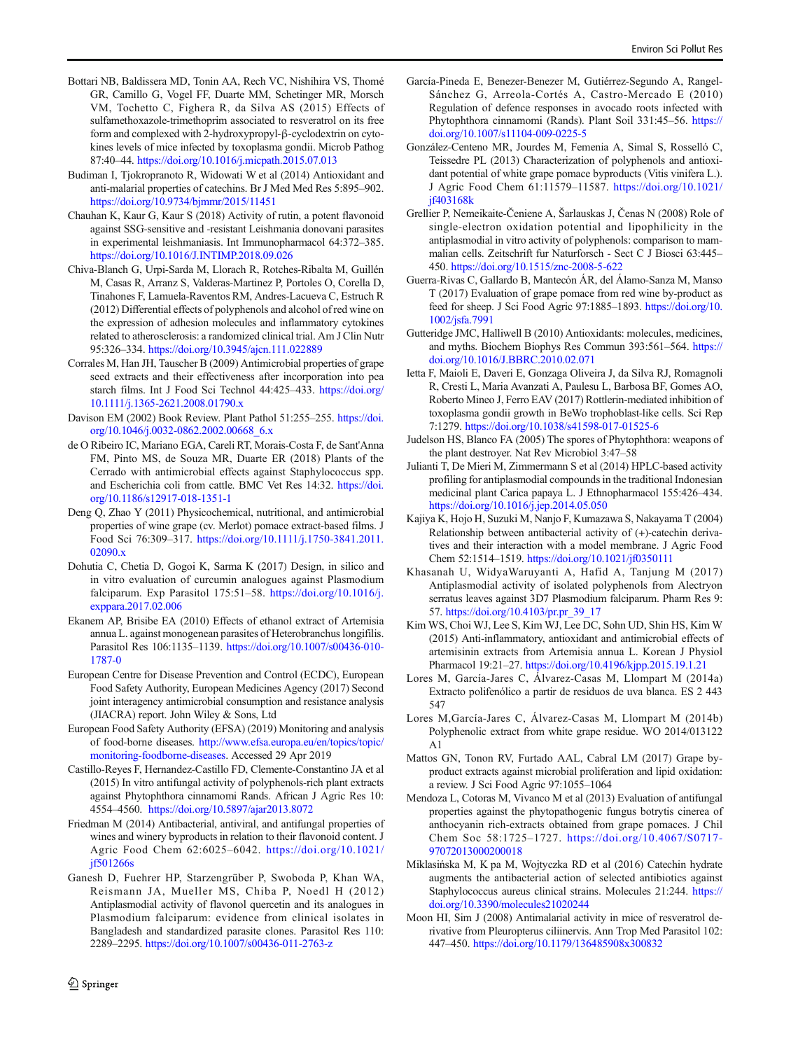Bottari NB, Baldissera MD, Tonin AA, Rech VC, Nishihira VS, Thomé GR, Camillo G, Vogel FF, Duarte MM, Schetinger MR, Morsch VM, Tochetto C, Fighera R, da Silva AS (2015) Effects of sulfamethoxazole-trimethoprim associated to resveratrol on its free form and complexed with 2-hydroxypropyl-β-cyclodextrin on cytokines levels of mice infected by toxoplasma gondii. Microb Pathog 87:40–44. https://doi.org/10.1016/j.micpath.2015.07.013

Budiman I, Tjokropranoto R, Widowati W et al (2014) Antioxidant and anti-malarial properties of catechins. Br J Med Med Res 5:895–902. https://doi.org/10.9734/bjmmr/2015/11451

Chauhan K, Kaur G, Kaur S (2018) Activity of rutin, a potent flavonoid against SSG-sensitive and -resistant Leishmania donovani parasites in experimental leishmaniasis. Int Immunopharmacol 64:372–385. https://doi.org/10.1016/J.INTIMP.2018.09.026

Chiva-Blanch G, Urpi-Sarda M, Llorach R, Rotches-Ribalta M, Guillén M, Casas R, Arranz S, Valderas-Martinez P, Portoles O, Corella D, Tinahones F, Lamuela-Raventos RM, Andres-Lacueva C, Estruch R (2012) Differential effects of polyphenols and alcohol of red wine on the expression of adhesion molecules and inflammatory cytokines related to atherosclerosis: a randomized clinical trial. Am J Clin Nutr 95:326–334. https://doi.org/10.3945/ajcn.111.022889

Corrales M, Han JH, Tauscher B (2009) Antimicrobial properties of grape seed extracts and their effectiveness after incorporation into pea starch films. Int J Food Sci Technol 44:425–433. https://doi.org/10.1111/j.1365-2621.2008.01790.x

Davison EM (2002) Book Review. Plant Pathol 51:255–255. https://doi.org/10.1046/j.0032-0862.2002.00668_6.x

de O Ribeiro IC, Mariano EGA, Careli RT, Morais-Costa F, de Sant'Anna FM, Pinto MS, de Souza MR, Duarte ER (2018) Plants of the Cerrado with antimicrobial effects against Staphylococcus spp. and Escherichia coli from cattle. BMC Vet Res 14:32. https://doi.org/10.1186/s12917-018-1351-1

Deng Q, Zhao Y (2011) Physicochemical, nutritional, and antimicrobial properties of wine grape (cv. Merlot) pomace extract-based films. J Food Sci 76:309–317. https://doi.org/10.1111/j.1750-3841.2011.02090.x

Dohutia C, Chetia D, Gogoi K, Sarma K (2017) Design, in silico and in vitro evaluation of curcumin analogues against Plasmodium falciparum. Exp Parasitol 175:51–58. https://doi.org/10.1016/j.exppara.2017.02.006

Ekanem AP, Brisibe EA (2010) Effects of ethanol extract of Artemisia annua L. against monogenean parasites of Heterobranchus longifilis. Parasitol Res 106:1135–1139. https://doi.org/10.1007/s00436-010-1787-0

European Centre for Disease Prevention and Control (ECDC), European Food Safety Authority, European Medicines Agency (2017) Second joint interagency antimicrobial consumption and resistance analysis (JIACRA) report. John Wiley & Sons, Ltd

European Food Safety Authority (EFSA) (2019) Monitoring and analysis of food-borne diseases. http://www.efsa.europa.eu/en/topics/topic/monitoring-foodborne-diseases. Accessed 29 Apr 2019

Castillo-Reyes F, Hernandez-Castillo FD, Clemente-Constantino JA et al (2015) In vitro antifungal activity of polyphenols-rich plant extracts against Phytophthora cinnamomi Rands. African J Agric Res 10: 4554–4560. https://doi.org/10.5897/ajar2013.8072

Friedman M (2014) Antibacterial, antiviral, and antifungal properties of wines and winery byproducts in relation to their flavonoid content. J Agric Food Chem 62:6025–6042. https://doi.org/10.1021/jf501266s

Ganesh D, Fuehrer HP, Starzengrüber P, Swoboda P, Khan WA, Reismann JA, Mueller MS, Chiba P, Noedl H (2012) Antiplasmodial activity of flavonol quercetin and its analogues in Plasmodium falciparum: evidence from clinical isolates in Bangladesh and standardized parasite clones. Parasitol Res 110: 2289–2295. https://doi.org/10.1007/s00436-011-2763-z

García-Pineda E, Benezer-Benezer M, Gutiérrez-Segundo A, Rangel-Sánchez G, Arreola-Cortés A, Castro-Mercado E (2010) Regulation of defence responses in avocado roots infected with Phytophthora cinnamomi (Rands). Plant Soil 331:45–56. https://doi.org/10.1007/s11104-009-0225-5

González-Centeno MR, Jourdes M, Femenia A, Simal S, Rosselló C, Teissedre PL (2013) Characterization of polyphenols and antioxidant potential of white grape pomace byproducts (Vitis vinifera L.). J Agric Food Chem 61:11579–11587. https://doi.org/10.1021/jf403168k

Grellier P, Nemeikaite-Čeniene A, Šarlauskas J, Čenas N (2008) Role of single-electron oxidation potential and lipophilicity in the antiplasmodial in vitro activity of polyphenols: comparison to mammalian cells. Zeitschrift fur Naturforsch - Sect C J Biosci 63:445–450. https://doi.org/10.1515/znc-2008-5-622

Guerra-Rivas C, Gallardo B, Mantecón ÁR, del Álamo-Sanza M, Manso T (2017) Evaluation of grape pomace from red wine by-product as feed for sheep. J Sci Food Agric 97:1885–1893. https://doi.org/10.1002/jsfa.7991

Gutteridge JMC, Halliwell B (2010) Antioxidants: molecules, medicines, and myths. Biochem Biophys Res Commun 393:561–564. https://doi.org/10.1016/J.BBRC.2010.02.071

Ietta F, Maioli E, Daveri E, Gonzaga Oliveira J, da Silva RJ, Romagnoli R, Cresti L, Maria Avanzati A, Paulesu L, Barbosa BF, Gomes AO, Roberto Mineo J, Ferro EAV (2017) Rottlerin-mediated inhibition of toxoplasma gondii growth in BeWo trophoblast-like cells. Sci Rep 7:1279. https://doi.org/10.1038/s41598-017-01525-6

Judelson HS, Blanco FA (2005) The spores of Phytophthora: weapons of the plant destroyer. Nat Rev Microbiol 3:47–58

Julianti T, De Mieri M, Zimmermann S et al (2014) HPLC-based activity profiling for antiplasmodial compounds in the traditional Indonesian medicinal plant Carica papaya L. J Ethnopharmacol 155:426–434. https://doi.org/10.1016/j.jep.2014.05.050

Kajiya K, Hojo H, Suzuki M, Nanjo F, Kumazawa S, Nakayama T (2004) Relationship between antibacterial activity of (+)-catechin derivatives and their interaction with a model membrane. J Agric Food Chem 52:1514–1519. https://doi.org/10.1021/jf0350111

Khasanah U, WidyaWaruyanti A, Hafid A, Tanjung M (2017) Antiplasmodial activity of isolated polyphenols from Alectryon serratus leaves against 3D7 Plasmodium falciparum. Pharm Res 9: 57. https://doi.org/10.4103/pr.pr_39_17

Kim WS, Choi WJ, Lee S, Kim WJ, Lee DC, Sohn UD, Shin HS, Kim W (2015) Anti-inflammatory, antioxidant and antimicrobial effects of artemisinin extracts from Artemisia annua L. Korean J Physiol Pharmacol 19:21–27. https://doi.org/10.4196/kjpp.2015.19.1.21

Lores M, García-Jares C, Álvarez-Casas M, Llompart M (2014a) Extracto polifenólico a partir de residuos de uva blanca. ES 2 443 547

Lores M,García-Jares C, Álvarez-Casas M, Llompart M (2014b) Polyphenolic extract from white grape residue. WO 2014/013122 A1

Mattos GN, Tonon RV, Furtado AAL, Cabral LM (2017) Grape by-product extracts against microbial proliferation and lipid oxidation: a review. J Sci Food Agric 97:1055–1064

Mendoza L, Cotoras M, Vivanco M et al (2013) Evaluation of antifungal properties against the phytopathogenic fungus botrytis cinerea of anthocyanin rich-extracts obtained from grape pomaces. J Chil Chem Soc 58:1725–1727. https://doi.org/10.4067/S0717-97072013000200018

Miklasińska M, K pa M, Wojtyczka RD et al (2016) Catechin hydrate augments the antibacterial action of selected antibiotics against Staphylococcus aureus clinical strains. Molecules 21:244. https://doi.org/10.3390/molecules21020244

Moon HI, Sim J (2008) Antimalarial activity in mice of resveratrol derivative from Pleuropterus ciliinervis. Ann Trop Med Parasitol 102: 447–450. https://doi.org/10.1179/136485908x300832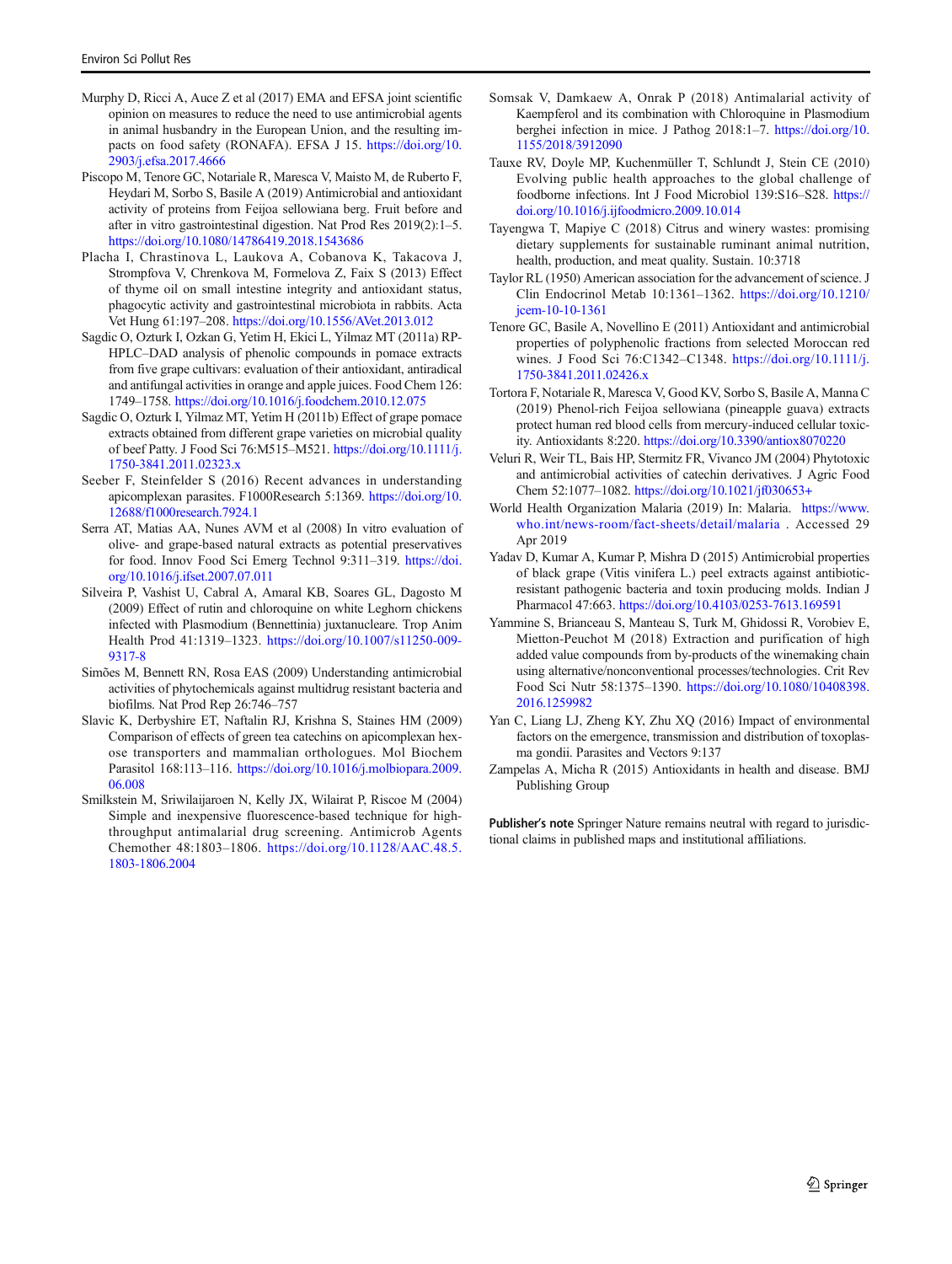Murphy D, Ricci A, Auce Z et al (2017) EMA and EFSA joint scientific opinion on measures to reduce the need to use antimicrobial agents in animal husbandry in the European Union, and the resulting impacts on food safety (RONAFA). EFSA J 15. https://doi.org/10.2903/j.efsa.2017.4666

Piscopo M, Tenore GC, Notariale R, Maresca V, Maisto M, de Ruberto F, Heydari M, Sorbo S, Basile A (2019) Antimicrobial and antioxidant activity of proteins from Feijoa sellowiana berg. Fruit before and after in vitro gastrointestinal digestion. Nat Prod Res 2019(2):1–5. https://doi.org/10.1080/14786419.2018.1543686

Placha I, Chrastinova L, Laukova A, Cobanova K, Takacova J, Strompfova V, Chrenkova M, Formelova Z, Faix S (2013) Effect of thyme oil on small intestine integrity and antioxidant status, phagocytic activity and gastrointestinal microbiota in rabbits. Acta Vet Hung 61:197–208. https://doi.org/10.1556/AVet.2013.012

Sagdic O, Ozturk I, Ozkan G, Yetim H, Ekici L, Yilmaz MT (2011a) RP-HPLC–DAD analysis of phenolic compounds in pomace extracts from five grape cultivars: evaluation of their antioxidant, antiradical and antifungal activities in orange and apple juices. Food Chem 126:1749–1758. https://doi.org/10.1016/j.foodchem.2010.12.075

Sagdic O, Ozturk I, Yilmaz MT, Yetim H (2011b) Effect of grape pomace extracts obtained from different grape varieties on microbial quality of beef Patty. J Food Sci 76:M515–M521. https://doi.org/10.1111/j.1750-3841.2011.02323.x

Seeber F, Steinfelder S (2016) Recent advances in understanding apicomplexan parasites. F1000Research 5:1369. https://doi.org/10.12688/f1000research.7924.1

Serra AT, Matias AA, Nunes AVM et al (2008) In vitro evaluation of olive- and grape-based natural extracts as potential preservatives for food. Innov Food Sci Emerg Technol 9:311–319. https://doi.org/10.1016/j.ifset.2007.07.011

Silveira P, Vashist U, Cabral A, Amaral KB, Soares GL, Dagosto M (2009) Effect of rutin and chloroquine on white Leghorn chickens infected with Plasmodium (Bennettinia) juxtanucleare. Trop Anim Health Prod 41:1319–1323. https://doi.org/10.1007/s11250-009-9317-8

Simões M, Bennett RN, Rosa EAS (2009) Understanding antimicrobial activities of phytochemicals against multidrug resistant bacteria and biofilms. Nat Prod Rep 26:746–757

Slavic K, Derbyshire ET, Naftalin RJ, Krishna S, Staines HM (2009) Comparison of effects of green tea catechins on apicomplexan hexose transporters and mammalian orthologues. Mol Biochem Parasitol 168:113–116. https://doi.org/10.1016/j.molbiopara.2009.06.008

Smilkstein M, Sriwilaijaroen N, Kelly JX, Wilairat P, Riscoe M (2004) Simple and inexpensive fluorescence-based technique for high-throughput antimalarial drug screening. Antimicrob Agents Chemother 48:1803–1806. https://doi.org/10.1128/AAC.48.5.1803-1806.2004

Somsak V, Damkaew A, Onrak P (2018) Antimalarial activity of Kaempferol and its combination with Chloroquine in Plasmodium berghei infection in mice. J Pathog 2018:1–7. https://doi.org/10.1155/2018/3912090

Tauxe RV, Doyle MP, Kuchenmüller T, Schlundt J, Stein CE (2010) Evolving public health approaches to the global challenge of foodborne infections. Int J Food Microbiol 139:S16–S28. https://doi.org/10.1016/j.ijfoodmicro.2009.10.014

Tayengwa T, Mapiye C (2018) Citrus and winery wastes: promising dietary supplements for sustainable ruminant animal nutrition, health, production, and meat quality. Sustain. 10:3718

Taylor RL (1950) American association for the advancement of science. J Clin Endocrinol Metab 10:1361–1362. https://doi.org/10.1210/jcem-10-10-1361

Tenore GC, Basile A, Novellino E (2011) Antioxidant and antimicrobial properties of polyphenolic fractions from selected Moroccan red wines. J Food Sci 76:C1342–C1348. https://doi.org/10.1111/j.1750-3841.2011.02426.x

Tortora F, Notariale R, Maresca V, Good KV, Sorbo S, Basile A, Manna C (2019) Phenol-rich Feijoa sellowiana (pineapple guava) extracts protect human red blood cells from mercury-induced cellular toxicity. Antioxidants 8:220. https://doi.org/10.3390/antiox8070220

Veluri R, Weir TL, Bais HP, Stermitz FR, Vivanco JM (2004) Phytotoxic and antimicrobial activities of catechin derivatives. J Agric Food Chem 52:1077–1082. https://doi.org/10.1021/jf030653+

World Health Organization Malaria (2019) In: Malaria. https://www.who.int/news-room/fact-sheets/detail/malaria . Accessed 29 Apr 2019

Yadav D, Kumar A, Kumar P, Mishra D (2015) Antimicrobial properties of black grape (Vitis vinifera L.) peel extracts against antibiotic-resistant pathogenic bacteria and toxin producing molds. Indian J Pharmacol 47:663. https://doi.org/10.4103/0253-7613.169591

Yammine S, Brianceau S, Manteau S, Turk M, Ghidossi R, Vorobiev E, Mietton-Peuchot M (2018) Extraction and purification of high added value compounds from by-products of the winemaking chain using alternative/nonconventional processes/technologies. Crit Rev Food Sci Nutr 58:1375–1390. https://doi.org/10.1080/10408398.2016.1259982

Yan C, Liang LJ, Zheng KY, Zhu XQ (2016) Impact of environmental factors on the emergence, transmission and distribution of toxoplasma gondii. Parasites and Vectors 9:137

Zampelas A, Micha R (2015) Antioxidants in health and disease. BMJ Publishing Group

**Publisher's note** Springer Nature remains neutral with regard to jurisdictional claims in published maps and institutional affiliations.